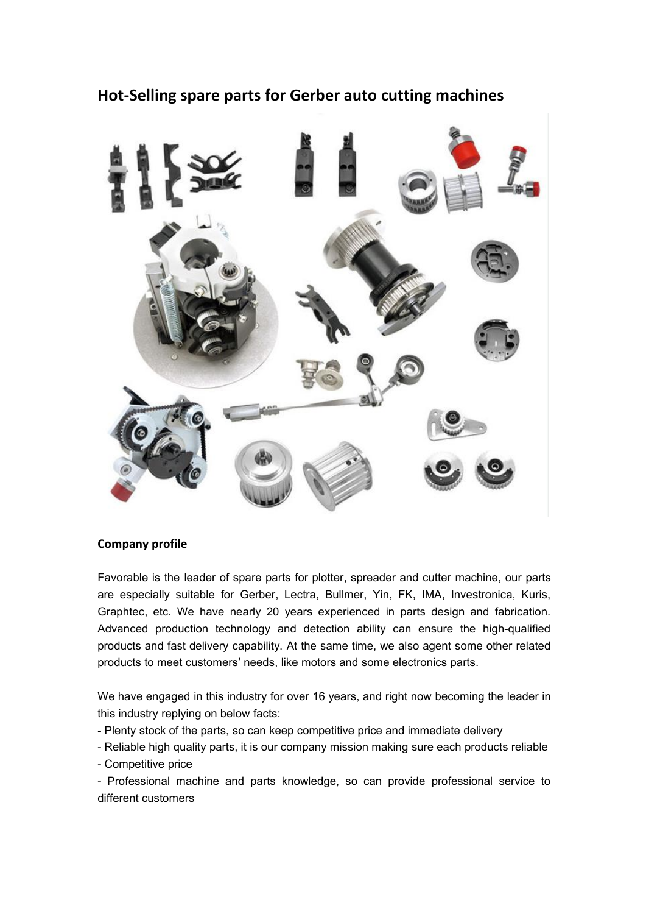## Hot-Selling spare parts for Gerber auto cutting machines

**Company profile**

Favorable is the leader of spare parts for plotter, spreader and cutter machine, our parts are especially suitable for Gerber, Lectra, Bullmer, Yin, FK, IMA, Investronica, Kuris, Graphtec, etc. We have nearly 20 years experienced in parts design and fabrication. Advanced production technology and detection ability can ensure the high-qualified products and fast delivery capability. At the same time, we also agent some other related products to meet customers' needs, like motors and some electronics parts.

We have engaged in this industry for over 16 years, and right now becoming the leader in this industry replying on below facts:

- Plenty stock of the parts, so can keep competitive price and immediate delivery
- Reliable high quality parts, it is our company mission making sure each products reliable
- Competitive price
- Professional machine and parts knowledge, so can provide professional service to different customers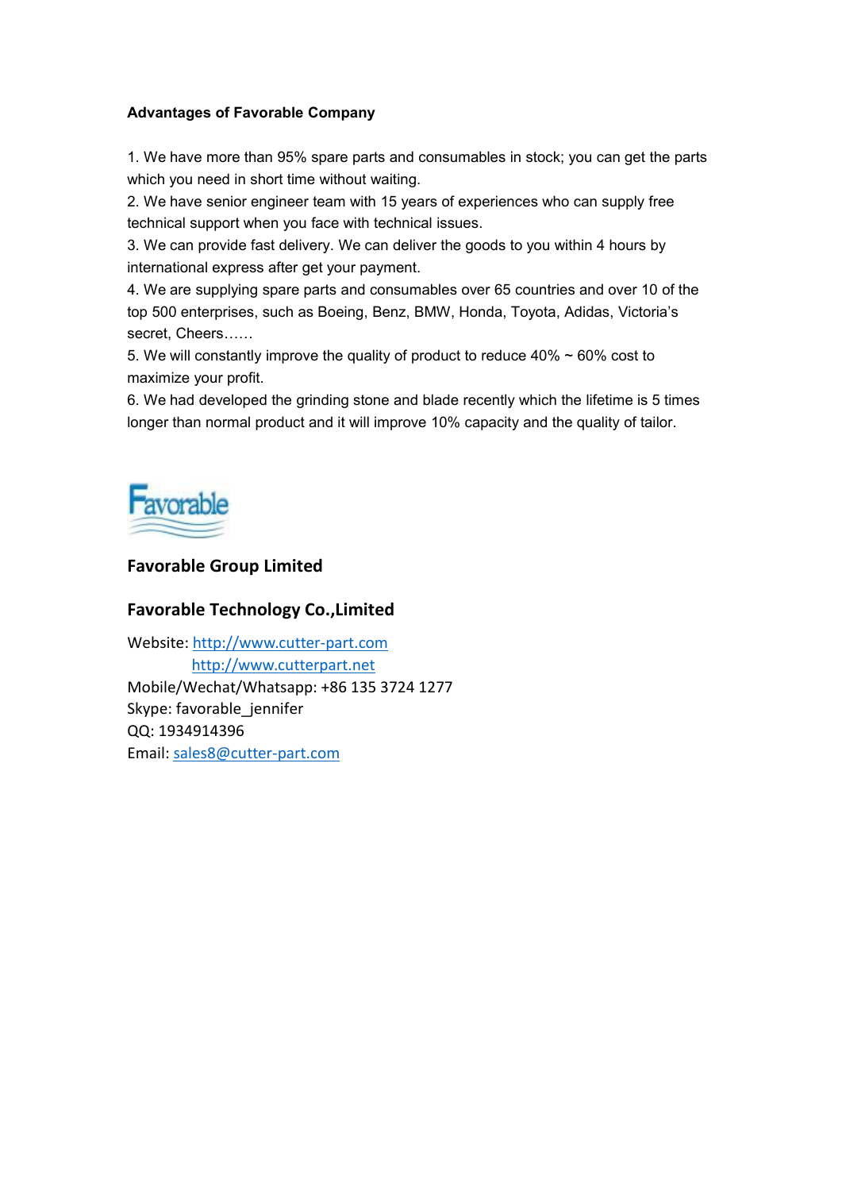**Advantages of Favorable Company**

1. We have more than 95% spare parts and consumables in stock; you can get the parts which you need in short time without waiting.
2. We have senior engineer team with 15 years of experiences who can supply free technical support when you face with technical issues.
3. We can provide fast delivery. We can deliver the goods to you within 4 hours by international express after get your payment.
4. We are supplying spare parts and consumables over 65 countries and over 10 of the top 500 enterprises, such as Boeing, Benz, BMW, Honda, Toyota, Adidas, Victoria's secret, Cheers……
5. We will constantly improve the quality of product to reduce 40% ~ 60% cost to maximize your profit.
6. We had developed the grinding stone and blade recently which the lifetime is 5 times longer than normal product and it will improve 10% capacity and the quality of tailor.

Favorable

**Favorable Group Limited**

**Favorable Technology Co.,Limited**

Website: http://www.cutter-part.com
http://www.cutterpart.net
Mobile/Wechat/Whatsapp: +86 135 3724 1277
Skype: favorable_jennifer
QQ: 1934914396
Email: sales8@cutter-part.com